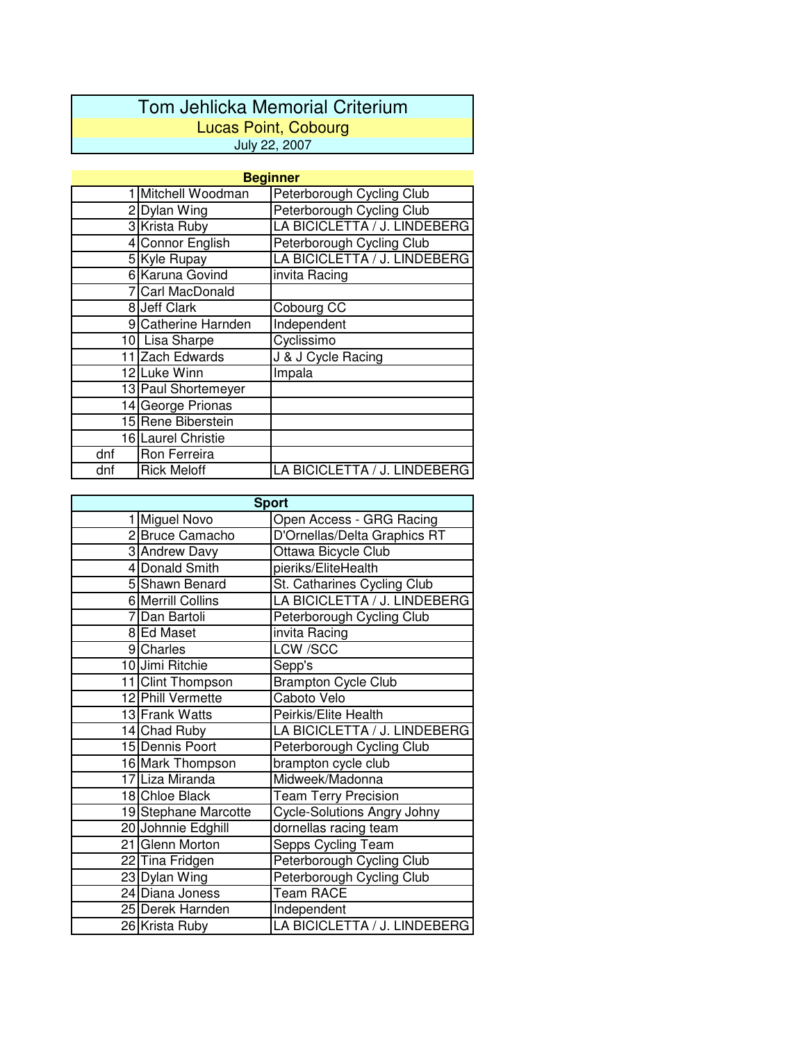# Tom Jehlicka Memorial Criterium

## Lucas Point, Cobourg

July 22, 2007

### Beginner

| Place | Name | Team |
|---|---|---|
| 1 | Mitchell Woodman | Peterborough Cycling Club |
| 2 | Dylan Wing | Peterborough Cycling Club |
| 3 | Krista Ruby | LA BICICLETTA / J. LINDEBERG |
| 4 | Connor English | Peterborough Cycling Club |
| 5 | Kyle Rupay | LA BICICLETTA / J. LINDEBERG |
| 6 | Karuna Govind | invita Racing |
| 7 | Carl MacDonald | |
| 8 | Jeff Clark | Cobourg CC |
| 9 | Catherine Harnden | Independent |
| 10 | Lisa Sharpe | Cyclissimo |
| 11 | Zach Edwards | J & J Cycle Racing |
| 12 | Luke Winn | Impala |
| 13 | Paul Shortemeyer | |
| 14 | George Prionas | |
| 15 | Rene Biberstein | |
| 16 | Laurel Christie | |
| dnf | Ron Ferreira | |
| dnf | Rick Meloff | LA BICICLETTA / J. LINDEBERG |

### Sport

| Place | Name | Team |
|---|---|---|
| 1 | Miguel Novo | Open Access - GRG Racing |
| 2 | Bruce Camacho | D'Ornellas/Delta Graphics RT |
| 3 | Andrew Davy | Ottawa Bicycle Club |
| 4 | Donald Smith | pieriks/EliteHealth |
| 5 | Shawn Benard | St. Catharines Cycling Club |
| 6 | Merrill Collins | LA BICICLETTA / J. LINDEBERG |
| 7 | Dan Bartoli | Peterborough Cycling Club |
| 8 | Ed Maset | invita Racing |
| 9 | Charles | LCW /SCC |
| 10 | Jimi Ritchie | Sepp's |
| 11 | Clint Thompson | Brampton Cycle Club |
| 12 | Phill Vermette | Caboto Velo |
| 13 | Frank Watts | Peirkis/Elite Health |
| 14 | Chad Ruby | LA BICICLETTA / J. LINDEBERG |
| 15 | Dennis Poort | Peterborough Cycling Club |
| 16 | Mark Thompson | brampton cycle club |
| 17 | Liza Miranda | Midweek/Madonna |
| 18 | Chloe Black | Team Terry Precision |
| 19 | Stephane Marcotte | Cycle-Solutions Angry Johny |
| 20 | Johnnie Edghill | dornellas racing team |
| 21 | Glenn Morton | Sepps Cycling Team |
| 22 | Tina Fridgen | Peterborough Cycling Club |
| 23 | Dylan Wing | Peterborough Cycling Club |
| 24 | Diana Joness | Team RACE |
| 25 | Derek Harnden | Independent |
| 26 | Krista Ruby | LA BICICLETTA / J. LINDEBERG |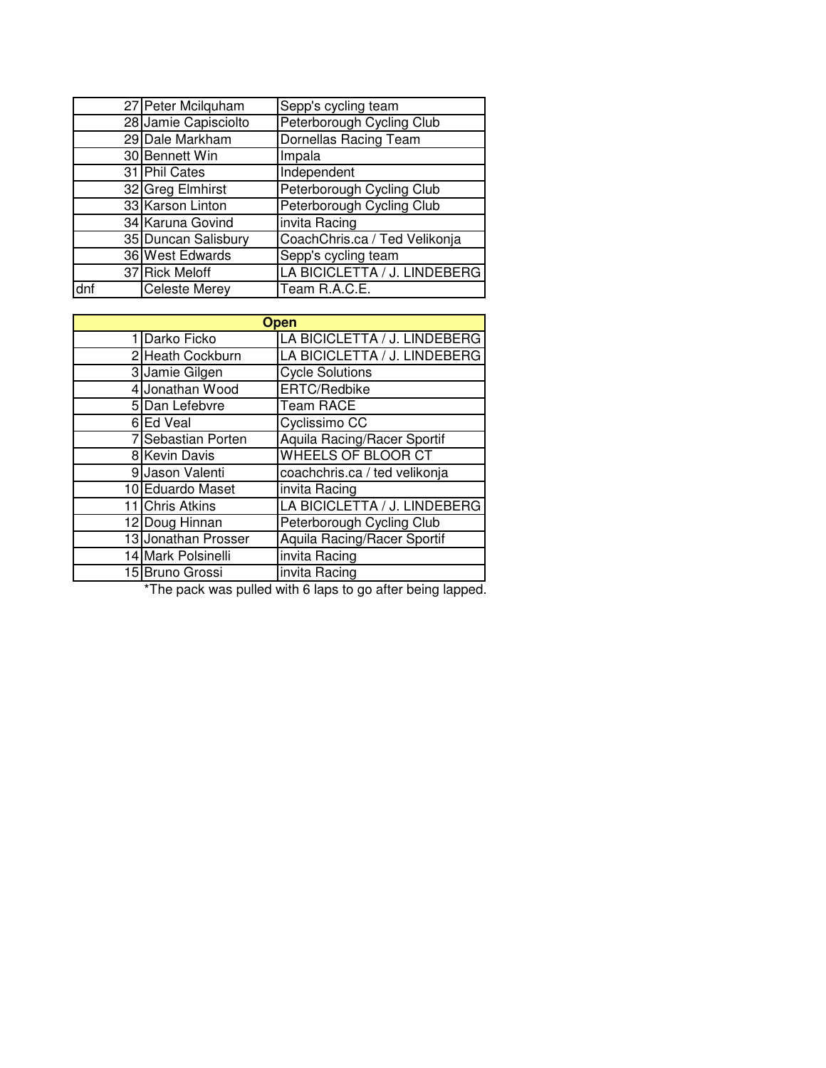| | | |
|---|---|---|
| 27 | Peter Mcilquham | Sepp's cycling team |
| 28 | Jamie Capisciolto | Peterborough Cycling Club |
| 29 | Dale Markham | Dornellas Racing Team |
| 30 | Bennett Win | Impala |
| 31 | Phil Cates | Independent |
| 32 | Greg Elmhirst | Peterborough Cycling Club |
| 33 | Karson Linton | Peterborough Cycling Club |
| 34 | Karuna Govind | invita Racing |
| 35 | Duncan Salisbury | CoachChris.ca / Ted Velikonja |
| 36 | West Edwards | Sepp's cycling team |
| 37 | Rick Meloff | LA BICICLETTA / J. LINDEBERG |
| dnf | Celeste Merey | Team R.A.C.E. |

| Open | | |
|---|---|---|
| 1 | Darko Ficko | LA BICICLETTA / J. LINDEBERG |
| 2 | Heath Cockburn | LA BICICLETTA / J. LINDEBERG |
| 3 | Jamie Gilgen | Cycle Solutions |
| 4 | Jonathan Wood | ERTC/Redbike |
| 5 | Dan Lefebvre | Team RACE |
| 6 | Ed Veal | Cyclissimo CC |
| 7 | Sebastian Porten | Aquila Racing/Racer Sportif |
| 8 | Kevin Davis | WHEELS OF BLOOR CT |
| 9 | Jason Valenti | coachchris.ca / ted velikonja |
| 10 | Eduardo Maset | invita Racing |
| 11 | Chris Atkins | LA BICICLETTA / J. LINDEBERG |
| 12 | Doug Hinnan | Peterborough Cycling Club |
| 13 | Jonathan Prosser | Aquila Racing/Racer Sportif |
| 14 | Mark Polsinelli | invita Racing |
| 15 | Bruno Grossi | invita Racing |

*The pack was pulled with 6 laps to go after being lapped.